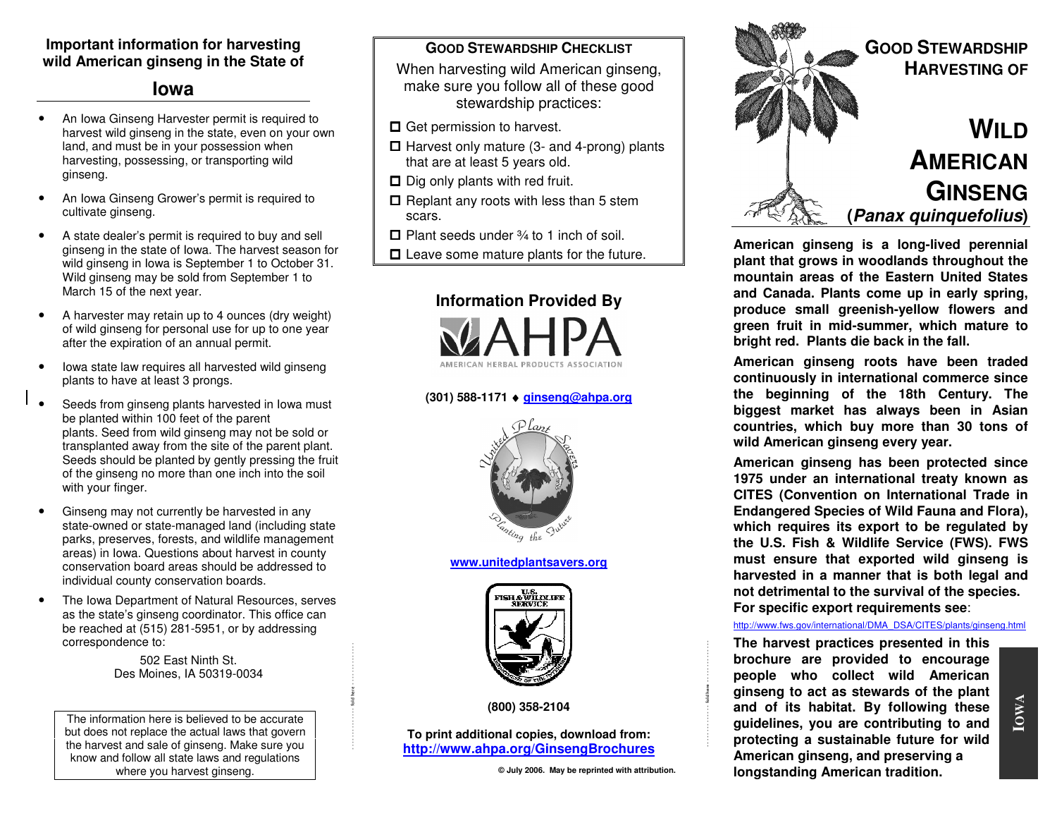## Important information for harvesting wild American ginseng in the State of

## Iowa

- An Iowa Ginseng Harvester permit is required to harvest wild ginseng in the state, even on your own land, and must be in your possession when harvesting, possessing, or transporting wild ginseng.
- An Iowa Ginseng Grower's permit is required to cultivate ginseng.
- A state dealer's permit is required to buy and sell ginseng in the state of Iowa. The harvest season for wild ginseng in Iowa is September 1 to October 31. Wild ginseng may be sold from September 1 to March 15 of the next year.
- A harvester may retain up to 4 ounces (dry weight) of wild ginseng for personal use for up to one year after the expiration of an annual permit.
- Iowa state law requires all harvested wild ginseng plants to have at least 3 prongs.
- Seeds from ginseng plants harvested in Iowa must be planted within 100 feet of the parent plants. Seed from wild ginseng may not be sold or transplanted away from the site of the parent plant. Seeds should be planted by gently pressing the fruit of the ginseng no more than one inch into the soil with your finger.
- Ginseng may not currently be harvested in any state-owned or state-managed land (including state parks, preserves, forests, and wildlife management areas) in Iowa. Questions about harvest in county conservation board areas should be addressed to individual county conservation boards.
- The Iowa Department of Natural Resources, serves as the state's ginseng coordinator. This office can be reached at (515) 281-5951, or by addressing correspondence to:

502 East Ninth St.
Des Moines, IA 50319-0034

> The information here is believed to be accurate but does not replace the actual laws that govern the harvest and sale of ginseng. Make sure you know and follow all state laws and regulations where you harvest ginseng.

### Good Stewardship Checklist

When harvesting wild American ginseng, make sure you follow all of these good stewardship practices:

- ☐ Get permission to harvest.
- ☐ Harvest only mature (3- and 4-prong) plants that are at least 5 years old.
- ☐ Dig only plants with red fruit.
- ☐ Replant any roots with less than 5 stem scars.
- ☐ Plant seeds under ¾ to 1 inch of soil.
- ☐ Leave some mature plants for the future.

### Information Provided By

AHPA
AMERICAN HERBAL PRODUCTS ASSOCIATION

**(301) 588-1171 ♦ ginseng@ahpa.org**

United Plant Savers — Planting the Future

**www.unitedplantsavers.org**

U.S. Fish & Wildlife Service

**(800) 358-2104**

**To print additional copies, download from:**
**http://www.ahpa.org/GinsengBrochures**

**© July 2006. May be reprinted with attribution.**

# Good Stewardship Harvesting of

# Wild American Ginseng

## (*Panax quinquefolius*)

**American ginseng is a long-lived perennial plant that grows in woodlands throughout the mountain areas of the Eastern United States and Canada. Plants come up in early spring, produce small greenish-yellow flowers and green fruit in mid-summer, which mature to bright red. Plants die back in the fall.**

**American ginseng roots have been traded continuously in international commerce since the beginning of the 18th Century. The biggest market has always been in Asian countries, which buy more than 30 tons of wild American ginseng every year.**

**American ginseng has been protected since 1975 under an international treaty known as CITES (Convention on International Trade in Endangered Species of Wild Fauna and Flora), which requires its export to be regulated by the U.S. Fish & Wildlife Service (FWS). FWS must ensure that exported wild ginseng is harvested in a manner that is both legal and not detrimental to the survival of the species. For specific export requirements see:**

http://www.fws.gov/international/DMA_DSA/CITES/plants/ginseng.html

**The harvest practices presented in this brochure are provided to encourage people who collect wild American ginseng to act as stewards of the plant and of its habitat. By following these guidelines, you are contributing to and protecting a sustainable future for wild American ginseng, and preserving a longstanding American tradition.**

IOWA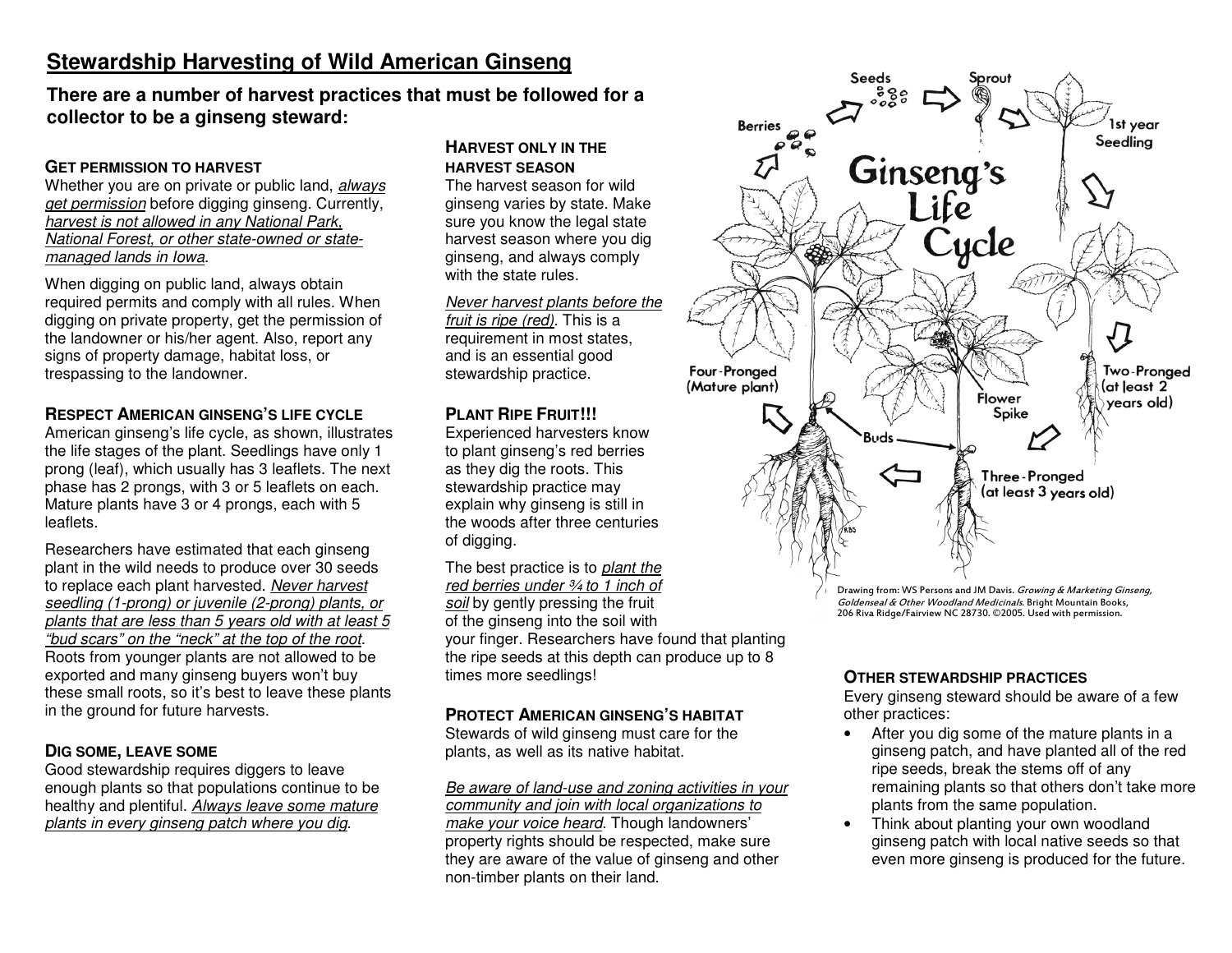## Stewardship Harvesting of Wild American Ginseng

**There are a number of harvest practices that must be followed for a collector to be a ginseng steward:**

### GET PERMISSION TO HARVEST

Whether you are on private or public land, _always get permission_ before digging ginseng. Currently, _harvest is not allowed in any National Park, National Forest, or other state-owned or state-managed lands in Iowa_.

When digging on public land, always obtain required permits and comply with all rules. When digging on private property, get the permission of the landowner or his/her agent. Also, report any signs of property damage, habitat loss, or trespassing to the landowner.

### RESPECT AMERICAN GINSENG'S LIFE CYCLE

American ginseng's life cycle, as shown, illustrates the life stages of the plant. Seedlings have only 1 prong (leaf), which usually has 3 leaflets. The next phase has 2 prongs, with 3 or 5 leaflets on each. Mature plants have 3 or 4 prongs, each with 5 leaflets.

Researchers have estimated that each ginseng plant in the wild needs to produce over 30 seeds to replace each plant harvested. _Never harvest seedling (1-prong) or juvenile (2-prong) plants, or plants that are less than 5 years old with at least 5 "bud scars" on the "neck" at the top of the root_. Roots from younger plants are not allowed to be exported and many ginseng buyers won't buy these small roots, so it's best to leave these plants in the ground for future harvests.

### DIG SOME, LEAVE SOME

Good stewardship requires diggers to leave enough plants so that populations continue to be healthy and plentiful. _Always leave some mature plants in every ginseng patch where you dig_.

### HARVEST ONLY IN THE HARVEST SEASON

The harvest season for wild ginseng varies by state. Make sure you know the legal state harvest season where you dig ginseng, and always comply with the state rules.

_Never harvest plants before the fruit is ripe (red)_. This is a requirement in most states, and is an essential good stewardship practice.

### PLANT RIPE FRUIT!!!

Experienced harvesters know to plant ginseng's red berries as they dig the roots. This stewardship practice may explain why ginseng is still in the woods after three centuries of digging.

The best practice is to _plant the red berries under ¾ to 1 inch of soil_ by gently pressing the fruit of the ginseng into the soil with your finger. Researchers have found that planting the ripe seeds at this depth can produce up to 8 times more seedlings!

### PROTECT AMERICAN GINSENG'S HABITAT

Stewards of wild ginseng must care for the plants, as well as its native habitat.

_Be aware of land-use and zoning activities in your community and join with local organizations to make your voice heard_. Though landowners' property rights should be respected, make sure they are aware of the value of ginseng and other non-timber plants on their land.

Ginseng's Life Cycle

Seeds
Sprout
1st year Seedling
Two-Pronged (at least 2 years old)
Three-Pronged (at least 3 years old)
Flower Spike
Buds
Four-Pronged (Mature plant)
Berries

Drawing from: WS Persons and JM Davis. *Growing & Marketing Ginseng, Goldenseal & Other Woodland Medicinals*. Bright Mountain Books, 206 Riva Ridge/Fairview NC 28730. ©2005. Used with permission.

### OTHER STEWARDSHIP PRACTICES

Every ginseng steward should be aware of a few other practices:

- After you dig some of the mature plants in a ginseng patch, and have planted all of the red ripe seeds, break the stems off of any remaining plants so that others don't take more plants from the same population.
- Think about planting your own woodland ginseng patch with local native seeds so that even more ginseng is produced for the future.